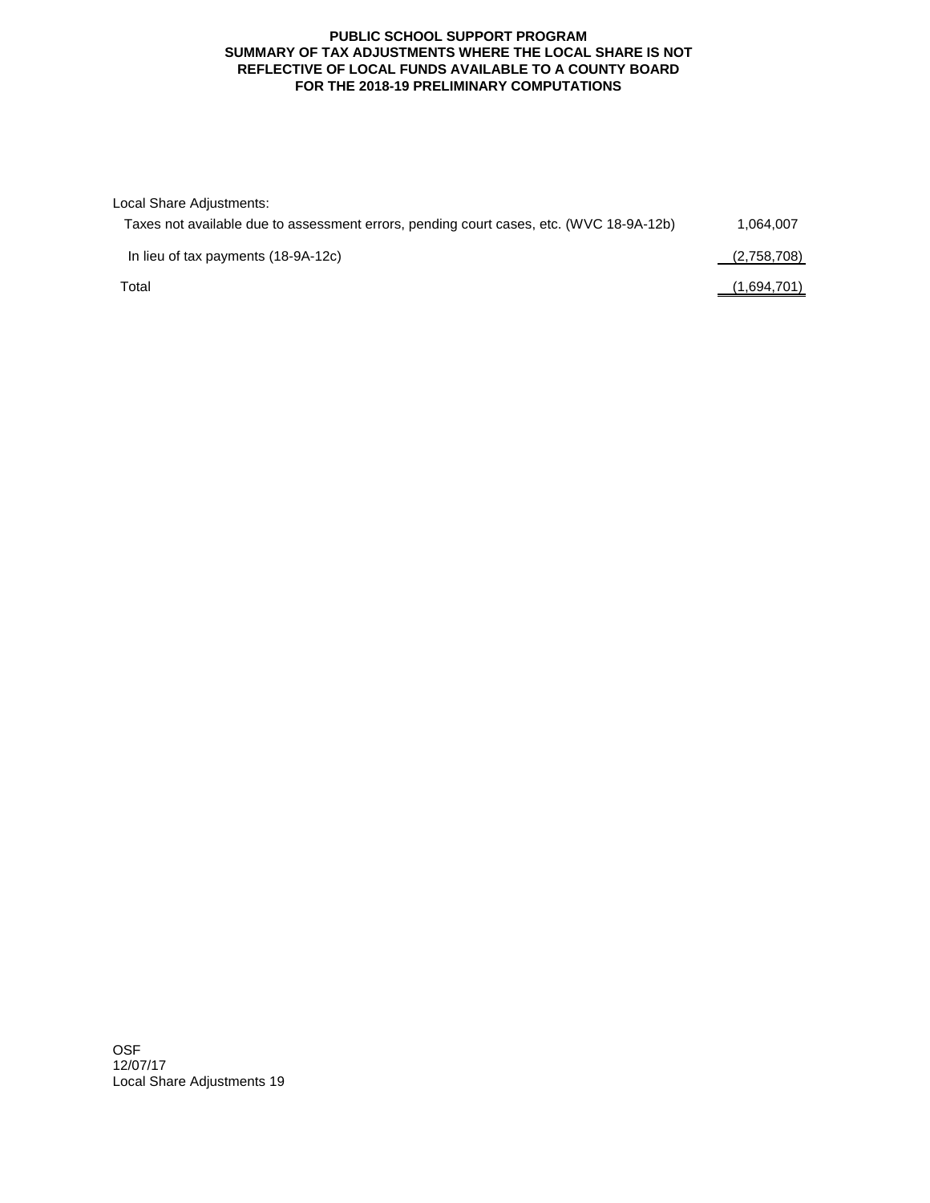# PUBLIC SCHOOL SUPPORT PROGRAM
## SUMMARY OF TAX ADJUSTMENTS WHERE THE LOCAL SHARE IS NOT REFLECTIVE OF LOCAL FUNDS AVAILABLE TO A COUNTY BOARD
## FOR THE 2018-19 PRELIMINARY COMPUTATIONS

| Local Share Adjustments: | |
|---|---|
| Taxes not available due to assessment errors, pending court cases, etc. (WVC 18-9A-12b) | 1,064,007 |
| In lieu of tax payments (18-9A-12c) | (2,758,708) |
| Total | (1,694,701) |

OSF
12/07/17
Local Share Adjustments 19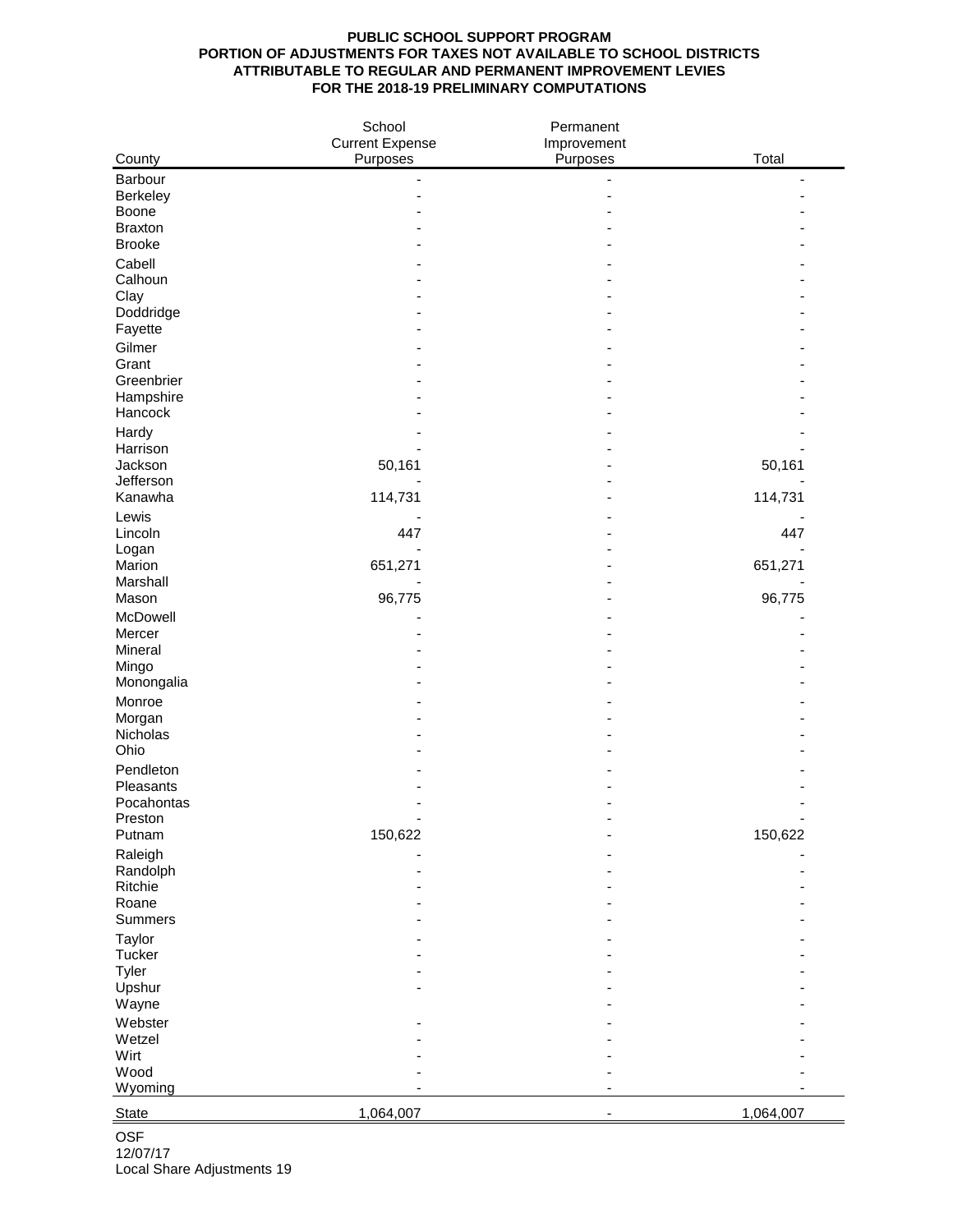**PUBLIC SCHOOL SUPPORT PROGRAM**
**PORTION OF ADJUSTMENTS FOR TAXES NOT AVAILABLE TO SCHOOL DISTRICTS**
**ATTRIBUTABLE TO REGULAR AND PERMANENT IMPROVEMENT LEVIES**
**FOR THE 2018-19 PRELIMINARY COMPUTATIONS**

| County | School Current Expense Purposes | Permanent Improvement Purposes | Total |
|---|---|---|---|
| Barbour | - | - | - |
| Berkeley | - | - | - |
| Boone | - | - | - |
| Braxton | - | - | - |
| Brooke | - | - | - |
| Cabell | - | - | - |
| Calhoun | - | - | - |
| Clay | - | - | - |
| Doddridge | - | - | - |
| Fayette | - | - | - |
| Gilmer | - | - | - |
| Grant | - | - | - |
| Greenbrier | - | - | - |
| Hampshire | - | - | - |
| Hancock | - | - | - |
| Hardy | - | - | - |
| Harrison | - | - | - |
| Jackson | 50,161 | - | 50,161 |
| Jefferson | - | - | - |
| Kanawha | 114,731 | - | 114,731 |
| Lewis | - | - | - |
| Lincoln | 447 | - | 447 |
| Logan | - | - | - |
| Marion | 651,271 | - | 651,271 |
| Marshall | - | - | - |
| Mason | 96,775 | - | 96,775 |
| McDowell | - | - | - |
| Mercer | - | - | - |
| Mineral | - | - | - |
| Mingo | - | - | - |
| Monongalia | - | - | - |
| Monroe | - | - | - |
| Morgan | - | - | - |
| Nicholas | - | - | - |
| Ohio | - | - | - |
| Pendleton | - | - | - |
| Pleasants | - | - | - |
| Pocahontas | - | - | - |
| Preston | - | - | - |
| Putnam | 150,622 | - | 150,622 |
| Raleigh | - | - | - |
| Randolph | - | - | - |
| Ritchie | - | - | - |
| Roane | - | - | - |
| Summers | - | - | - |
| Taylor | - | - | - |
| Tucker | - | - | - |
| Tyler | - | - | - |
| Upshur | - | - | - |
| Wayne | | - | - |
| Webster | - | - | - |
| Wetzel | - | - | - |
| Wirt | - | - | - |
| Wood | - | - | - |
| Wyoming | - | - | - |
| State | 1,064,007 | - | 1,064,007 |

OSF
12/07/17
Local Share Adjustments 19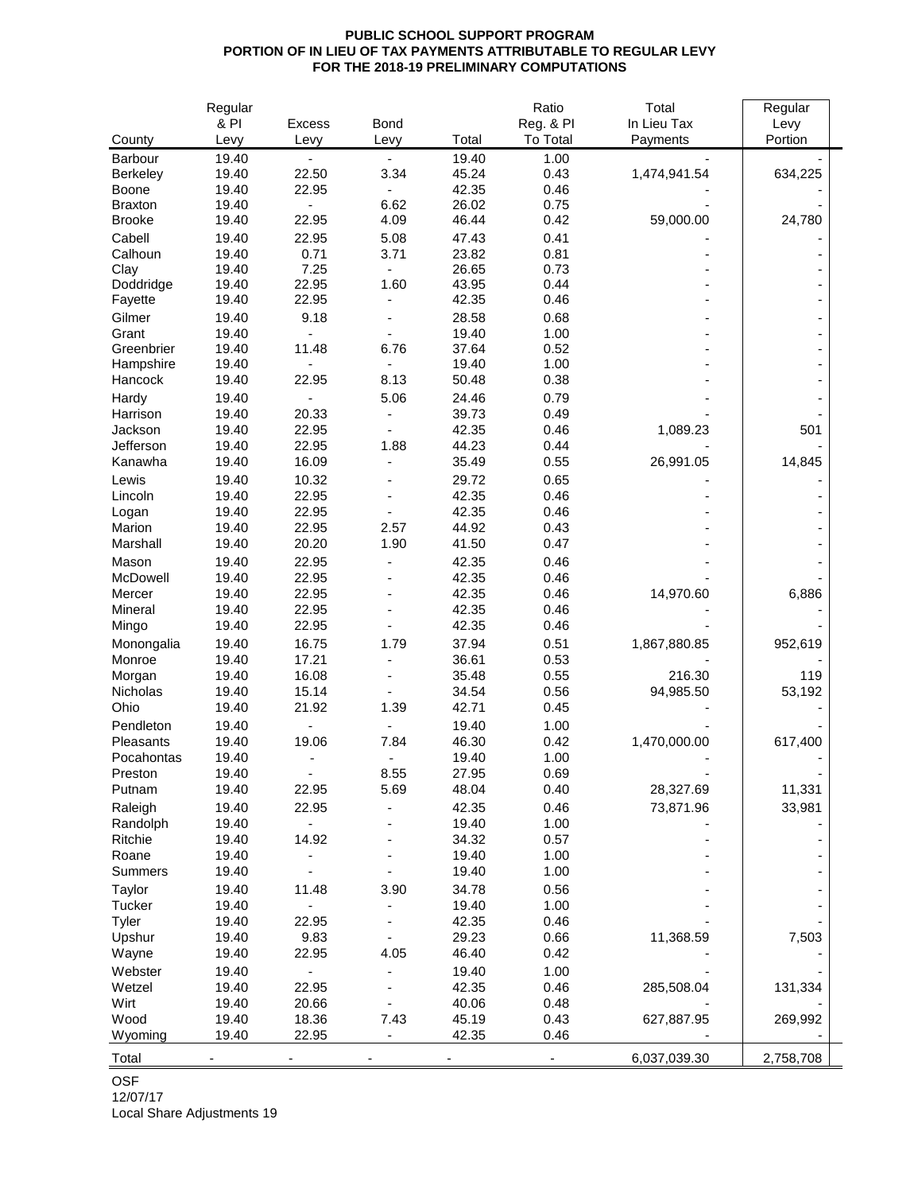# PUBLIC SCHOOL SUPPORT PROGRAM
## PORTION OF IN LIEU OF TAX PAYMENTS ATTRIBUTABLE TO REGULAR LEVY
## FOR THE 2018-19 PRELIMINARY COMPUTATIONS

| County | Regular & PI Levy | Excess Levy | Bond Levy | Total | Ratio Reg. & PI To Total | Total In Lieu Tax Payments | Regular Levy Portion |
|---|---|---|---|---|---|---|---|
| Barbour | 19.40 | - | - | 19.40 | 1.00 | - | - |
| Berkeley | 19.40 | 22.50 | 3.34 | 45.24 | 0.43 | 1,474,941.54 | 634,225 |
| Boone | 19.40 | 22.95 | - | 42.35 | 0.46 | - | - |
| Braxton | 19.40 | - | 6.62 | 26.02 | 0.75 | - | - |
| Brooke | 19.40 | 22.95 | 4.09 | 46.44 | 0.42 | 59,000.00 | 24,780 |
| Cabell | 19.40 | 22.95 | 5.08 | 47.43 | 0.41 | - | - |
| Calhoun | 19.40 | 0.71 | 3.71 | 23.82 | 0.81 | - | - |
| Clay | 19.40 | 7.25 | - | 26.65 | 0.73 | - | - |
| Doddridge | 19.40 | 22.95 | 1.60 | 43.95 | 0.44 | - | - |
| Fayette | 19.40 | 22.95 | - | 42.35 | 0.46 | - | - |
| Gilmer | 19.40 | 9.18 | - | 28.58 | 0.68 | - | - |
| Grant | 19.40 | - | - | 19.40 | 1.00 | - | - |
| Greenbrier | 19.40 | 11.48 | 6.76 | 37.64 | 0.52 | - | - |
| Hampshire | 19.40 | - | - | 19.40 | 1.00 | - | - |
| Hancock | 19.40 | 22.95 | 8.13 | 50.48 | 0.38 | - | - |
| Hardy | 19.40 | - | 5.06 | 24.46 | 0.79 | - | - |
| Harrison | 19.40 | 20.33 | - | 39.73 | 0.49 | - | - |
| Jackson | 19.40 | 22.95 | - | 42.35 | 0.46 | 1,089.23 | 501 |
| Jefferson | 19.40 | 22.95 | 1.88 | 44.23 | 0.44 | - | - |
| Kanawha | 19.40 | 16.09 | - | 35.49 | 0.55 | 26,991.05 | 14,845 |
| Lewis | 19.40 | 10.32 | - | 29.72 | 0.65 | - | - |
| Lincoln | 19.40 | 22.95 | - | 42.35 | 0.46 | - | - |
| Logan | 19.40 | 22.95 | - | 42.35 | 0.46 | - | - |
| Marion | 19.40 | 22.95 | 2.57 | 44.92 | 0.43 | - | - |
| Marshall | 19.40 | 20.20 | 1.90 | 41.50 | 0.47 | - | - |
| Mason | 19.40 | 22.95 | - | 42.35 | 0.46 | - | - |
| McDowell | 19.40 | 22.95 | - | 42.35 | 0.46 | - | - |
| Mercer | 19.40 | 22.95 | - | 42.35 | 0.46 | 14,970.60 | 6,886 |
| Mineral | 19.40 | 22.95 | - | 42.35 | 0.46 | - | - |
| Mingo | 19.40 | 22.95 | - | 42.35 | 0.46 | - | - |
| Monongalia | 19.40 | 16.75 | 1.79 | 37.94 | 0.51 | 1,867,880.85 | 952,619 |
| Monroe | 19.40 | 17.21 | - | 36.61 | 0.53 | - | - |
| Morgan | 19.40 | 16.08 | - | 35.48 | 0.55 | 216.30 | 119 |
| Nicholas | 19.40 | 15.14 | - | 34.54 | 0.56 | 94,985.50 | 53,192 |
| Ohio | 19.40 | 21.92 | 1.39 | 42.71 | 0.45 | - | - |
| Pendleton | 19.40 | - | - | 19.40 | 1.00 | - | - |
| Pleasants | 19.40 | 19.06 | 7.84 | 46.30 | 0.42 | 1,470,000.00 | 617,400 |
| Pocahontas | 19.40 | - | - | 19.40 | 1.00 | - | - |
| Preston | 19.40 | - | 8.55 | 27.95 | 0.69 | - | - |
| Putnam | 19.40 | 22.95 | 5.69 | 48.04 | 0.40 | 28,327.69 | 11,331 |
| Raleigh | 19.40 | 22.95 | - | 42.35 | 0.46 | 73,871.96 | 33,981 |
| Randolph | 19.40 | - | - | 19.40 | 1.00 | - | - |
| Ritchie | 19.40 | 14.92 | - | 34.32 | 0.57 | - | - |
| Roane | 19.40 | - | - | 19.40 | 1.00 | - | - |
| Summers | 19.40 | - | - | 19.40 | 1.00 | - | - |
| Taylor | 19.40 | 11.48 | 3.90 | 34.78 | 0.56 | - | - |
| Tucker | 19.40 | - | - | 19.40 | 1.00 | - | - |
| Tyler | 19.40 | 22.95 | - | 42.35 | 0.46 | - | - |
| Upshur | 19.40 | 9.83 | - | 29.23 | 0.66 | 11,368.59 | 7,503 |
| Wayne | 19.40 | 22.95 | 4.05 | 46.40 | 0.42 | - | - |
| Webster | 19.40 | - | - | 19.40 | 1.00 | - | - |
| Wetzel | 19.40 | 22.95 | - | 42.35 | 0.46 | 285,508.04 | 131,334 |
| Wirt | 19.40 | 20.66 | - | 40.06 | 0.48 | - | - |
| Wood | 19.40 | 18.36 | 7.43 | 45.19 | 0.43 | 627,887.95 | 269,992 |
| Wyoming | 19.40 | 22.95 | - | 42.35 | 0.46 | - | - |
| Total | - | - | - | - | - | 6,037,039.30 | 2,758,708 |

OSF
12/07/17
Local Share Adjustments 19